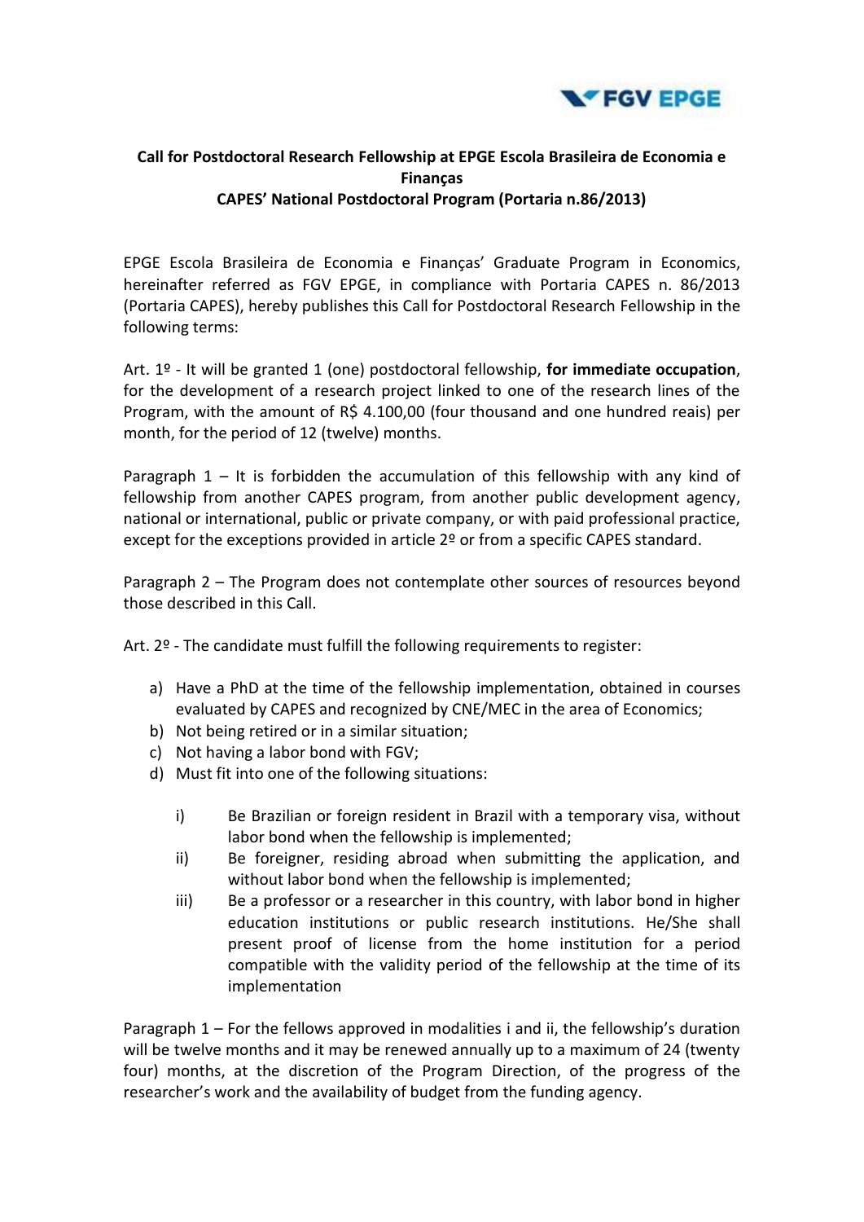**Call for Postdoctoral Research Fellowship at EPGE Escola Brasileira de Economia e Finanças**
**CAPES' National Postdoctoral Program (Portaria n.86/2013)**

EPGE Escola Brasileira de Economia e Finanças' Graduate Program in Economics, hereinafter referred as FGV EPGE, in compliance with Portaria CAPES n. 86/2013 (Portaria CAPES), hereby publishes this Call for Postdoctoral Research Fellowship in the following terms:

Art. 1º - It will be granted 1 (one) postdoctoral fellowship, **for immediate occupation**, for the development of a research project linked to one of the research lines of the Program, with the amount of R$ 4.100,00 (four thousand and one hundred reais) per month, for the period of 12 (twelve) months.

Paragraph 1 – It is forbidden the accumulation of this fellowship with any kind of fellowship from another CAPES program, from another public development agency, national or international, public or private company, or with paid professional practice, except for the exceptions provided in article 2º or from a specific CAPES standard.

Paragraph 2 – The Program does not contemplate other sources of resources beyond those described in this Call.

Art. 2º - The candidate must fulfill the following requirements to register:

a) Have a PhD at the time of the fellowship implementation, obtained in courses evaluated by CAPES and recognized by CNE/MEC in the area of Economics;
b) Not being retired or in a similar situation;
c) Not having a labor bond with FGV;
d) Must fit into one of the following situations:
    i) Be Brazilian or foreign resident in Brazil with a temporary visa, without labor bond when the fellowship is implemented;
    ii) Be foreigner, residing abroad when submitting the application, and without labor bond when the fellowship is implemented;
    iii) Be a professor or a researcher in this country, with labor bond in higher education institutions or public research institutions. He/She shall present proof of license from the home institution for a period compatible with the validity period of the fellowship at the time of its implementation

Paragraph 1 – For the fellows approved in modalities i and ii, the fellowship's duration will be twelve months and it may be renewed annually up to a maximum of 24 (twenty four) months, at the discretion of the Program Direction, of the progress of the researcher's work and the availability of budget from the funding agency.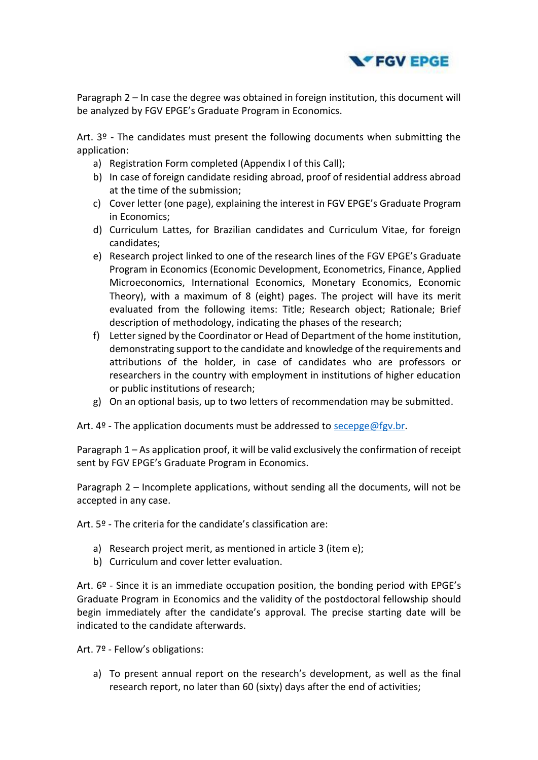Paragraph 2 – In case the degree was obtained in foreign institution, this document will be analyzed by FGV EPGE's Graduate Program in Economics.

Art. 3º - The candidates must present the following documents when submitting the application:

a) Registration Form completed (Appendix I of this Call);
b) In case of foreign candidate residing abroad, proof of residential address abroad at the time of the submission;
c) Cover letter (one page), explaining the interest in FGV EPGE's Graduate Program in Economics;
d) Curriculum Lattes, for Brazilian candidates and Curriculum Vitae, for foreign candidates;
e) Research project linked to one of the research lines of the FGV EPGE's Graduate Program in Economics (Economic Development, Econometrics, Finance, Applied Microeconomics, International Economics, Monetary Economics, Economic Theory), with a maximum of 8 (eight) pages. The project will have its merit evaluated from the following items: Title; Research object; Rationale; Brief description of methodology, indicating the phases of the research;
f) Letter signed by the Coordinator or Head of Department of the home institution, demonstrating support to the candidate and knowledge of the requirements and attributions of the holder, in case of candidates who are professors or researchers in the country with employment in institutions of higher education or public institutions of research;
g) On an optional basis, up to two letters of recommendation may be submitted.

Art. 4º - The application documents must be addressed to secepge@fgv.br.

Paragraph 1 – As application proof, it will be valid exclusively the confirmation of receipt sent by FGV EPGE's Graduate Program in Economics.

Paragraph 2 – Incomplete applications, without sending all the documents, will not be accepted in any case.

Art. 5º - The criteria for the candidate's classification are:

a) Research project merit, as mentioned in article 3 (item e);
b) Curriculum and cover letter evaluation.

Art. 6º - Since it is an immediate occupation position, the bonding period with EPGE's Graduate Program in Economics and the validity of the postdoctoral fellowship should begin immediately after the candidate's approval. The precise starting date will be indicated to the candidate afterwards.

Art. 7º - Fellow's obligations:

a) To present annual report on the research's development, as well as the final research report, no later than 60 (sixty) days after the end of activities;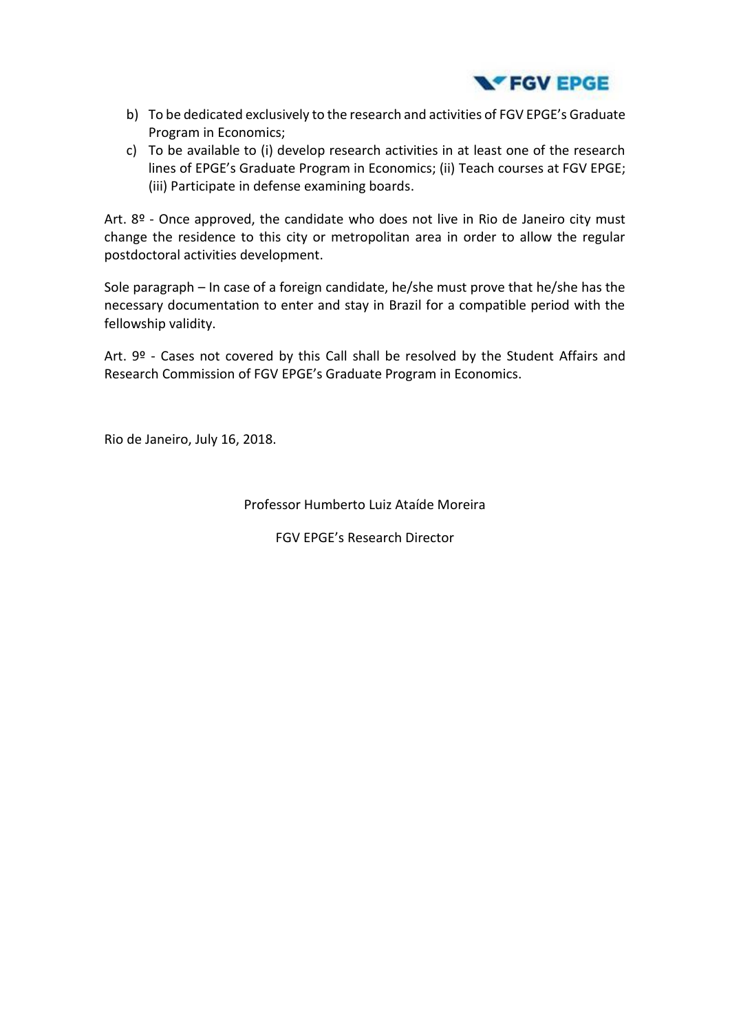b) To be dedicated exclusively to the research and activities of FGV EPGE's Graduate Program in Economics;
c) To be available to (i) develop research activities in at least one of the research lines of EPGE's Graduate Program in Economics; (ii) Teach courses at FGV EPGE; (iii) Participate in defense examining boards.

Art. 8º - Once approved, the candidate who does not live in Rio de Janeiro city must change the residence to this city or metropolitan area in order to allow the regular postdoctoral activities development.

Sole paragraph – In case of a foreign candidate, he/she must prove that he/she has the necessary documentation to enter and stay in Brazil for a compatible period with the fellowship validity.

Art. 9º - Cases not covered by this Call shall be resolved by the Student Affairs and Research Commission of FGV EPGE's Graduate Program in Economics.

Rio de Janeiro, July 16, 2018.

Professor Humberto Luiz Ataíde Moreira

FGV EPGE's Research Director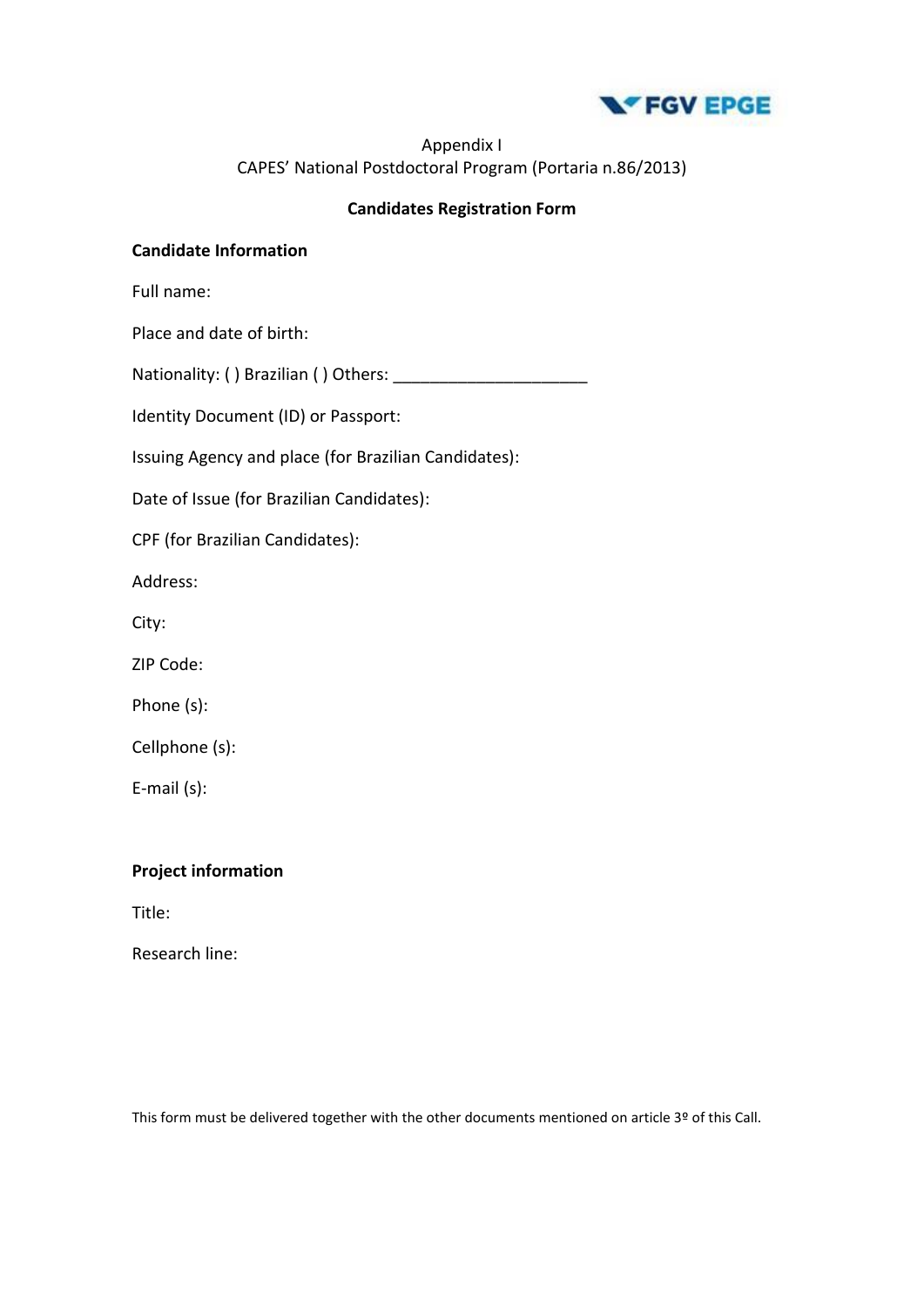Appendix I

CAPES' National Postdoctoral Program (Portaria n.86/2013)

**Candidates Registration Form**

**Candidate Information**

Full name:

Place and date of birth:

Nationality: ( ) Brazilian ( ) Others: _____________________

Identity Document (ID) or Passport:

Issuing Agency and place (for Brazilian Candidates):

Date of Issue (for Brazilian Candidates):

CPF (for Brazilian Candidates):

Address:

City:

ZIP Code:

Phone (s):

Cellphone (s):

E-mail (s):

**Project information**

Title:

Research line:

This form must be delivered together with the other documents mentioned on article 3º of this Call.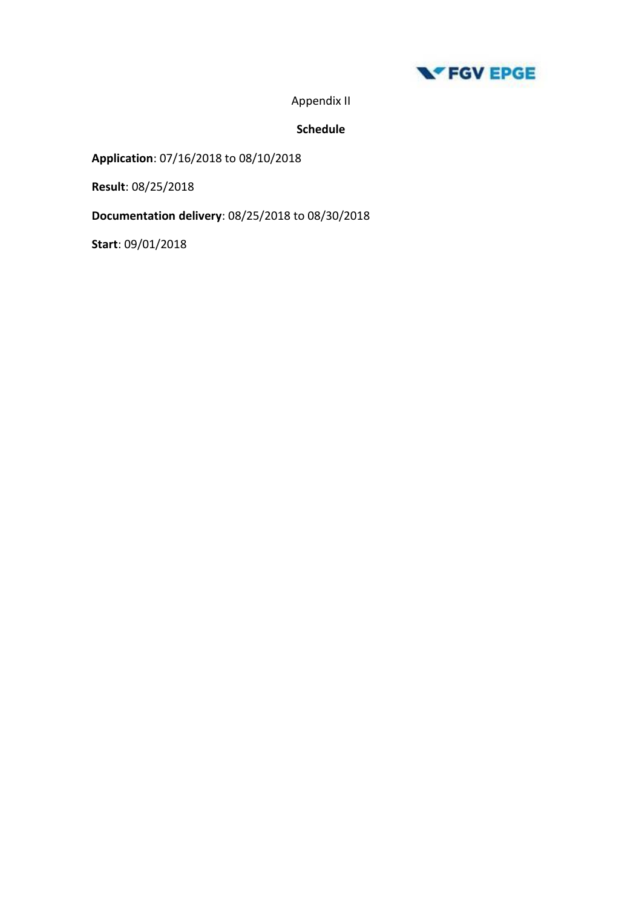Appendix II

**Schedule**

**Application**: 07/16/2018 to 08/10/2018

**Result**: 08/25/2018

**Documentation delivery**: 08/25/2018 to 08/30/2018

**Start**: 09/01/2018